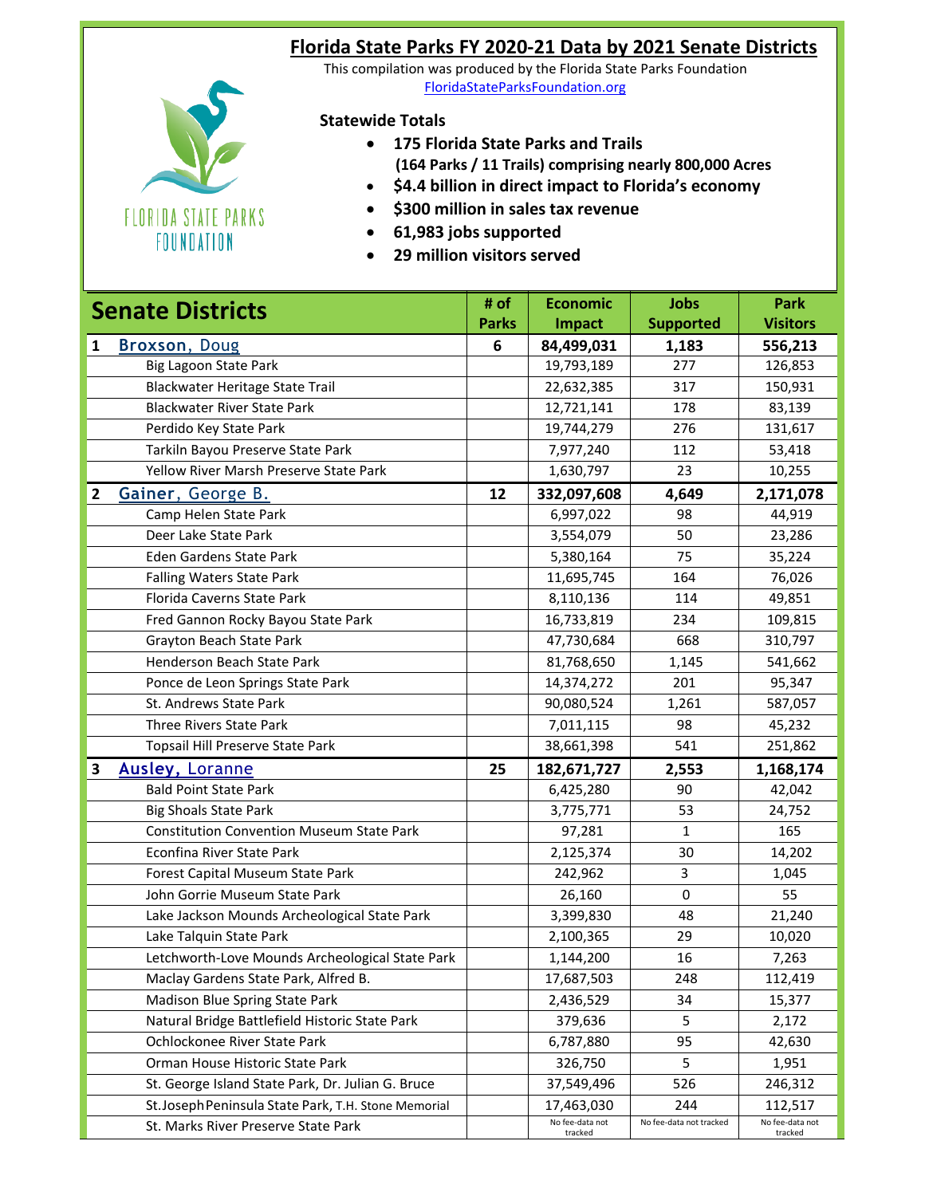# Florida State Parks FY 2020-21 Data by 2021 Senate Districts

This compilation was produced by the Florida State Parks Foundation
FloridaStateParksFoundation.org

FLORIDA STATE PARKS FOUNDATION

**Statewide Totals**

- **175 Florida State Parks and Trails (164 Parks / 11 Trails) comprising nearly 800,000 Acres**
- **$4.4 billion in direct impact to Florida's economy**
- **$300 million in sales tax revenue**
- **61,983 jobs supported**
- **29 million visitors served**

| Senate Districts | | # of Parks | Economic Impact | Jobs Supported | Park Visitors |
|---|---|---|---|---|---|
| **1** | **Broxson, Doug** | **6** | **84,499,031** | **1,183** | **556,213** |
| | Big Lagoon State Park | | 19,793,189 | 277 | 126,853 |
| | Blackwater Heritage State Trail | | 22,632,385 | 317 | 150,931 |
| | Blackwater River State Park | | 12,721,141 | 178 | 83,139 |
| | Perdido Key State Park | | 19,744,279 | 276 | 131,617 |
| | Tarkiln Bayou Preserve State Park | | 7,977,240 | 112 | 53,418 |
| | Yellow River Marsh Preserve State Park | | 1,630,797 | 23 | 10,255 |
| **2** | **Gainer, George B.** | **12** | **332,097,608** | **4,649** | **2,171,078** |
| | Camp Helen State Park | | 6,997,022 | 98 | 44,919 |
| | Deer Lake State Park | | 3,554,079 | 50 | 23,286 |
| | Eden Gardens State Park | | 5,380,164 | 75 | 35,224 |
| | Falling Waters State Park | | 11,695,745 | 164 | 76,026 |
| | Florida Caverns State Park | | 8,110,136 | 114 | 49,851 |
| | Fred Gannon Rocky Bayou State Park | | 16,733,819 | 234 | 109,815 |
| | Grayton Beach State Park | | 47,730,684 | 668 | 310,797 |
| | Henderson Beach State Park | | 81,768,650 | 1,145 | 541,662 |
| | Ponce de Leon Springs State Park | | 14,374,272 | 201 | 95,347 |
| | St. Andrews State Park | | 90,080,524 | 1,261 | 587,057 |
| | Three Rivers State Park | | 7,011,115 | 98 | 45,232 |
| | Topsail Hill Preserve State Park | | 38,661,398 | 541 | 251,862 |
| **3** | **Ausley, Loranne** | **25** | **182,671,727** | **2,553** | **1,168,174** |
| | Bald Point State Park | | 6,425,280 | 90 | 42,042 |
| | Big Shoals State Park | | 3,775,771 | 53 | 24,752 |
| | Constitution Convention Museum State Park | | 97,281 | 1 | 165 |
| | Econfina River State Park | | 2,125,374 | 30 | 14,202 |
| | Forest Capital Museum State Park | | 242,962 | 3 | 1,045 |
| | John Gorrie Museum State Park | | 26,160 | 0 | 55 |
| | Lake Jackson Mounds Archeological State Park | | 3,399,830 | 48 | 21,240 |
| | Lake Talquin State Park | | 2,100,365 | 29 | 10,020 |
| | Letchworth-Love Mounds Archeological State Park | | 1,144,200 | 16 | 7,263 |
| | Maclay Gardens State Park, Alfred B. | | 17,687,503 | 248 | 112,419 |
| | Madison Blue Spring State Park | | 2,436,529 | 34 | 15,377 |
| | Natural Bridge Battlefield Historic State Park | | 379,636 | 5 | 2,172 |
| | Ochlockonee River State Park | | 6,787,880 | 95 | 42,630 |
| | Orman House Historic State Park | | 326,750 | 5 | 1,951 |
| | St. George Island State Park, Dr. Julian G. Bruce | | 37,549,496 | 526 | 246,312 |
| | St.Joseph Peninsula State Park, T.H. Stone Memorial | | 17,463,030 | 244 | 112,517 |
| | St. Marks River Preserve State Park | | No fee-data not tracked | No fee-data not tracked | No fee-data not tracked |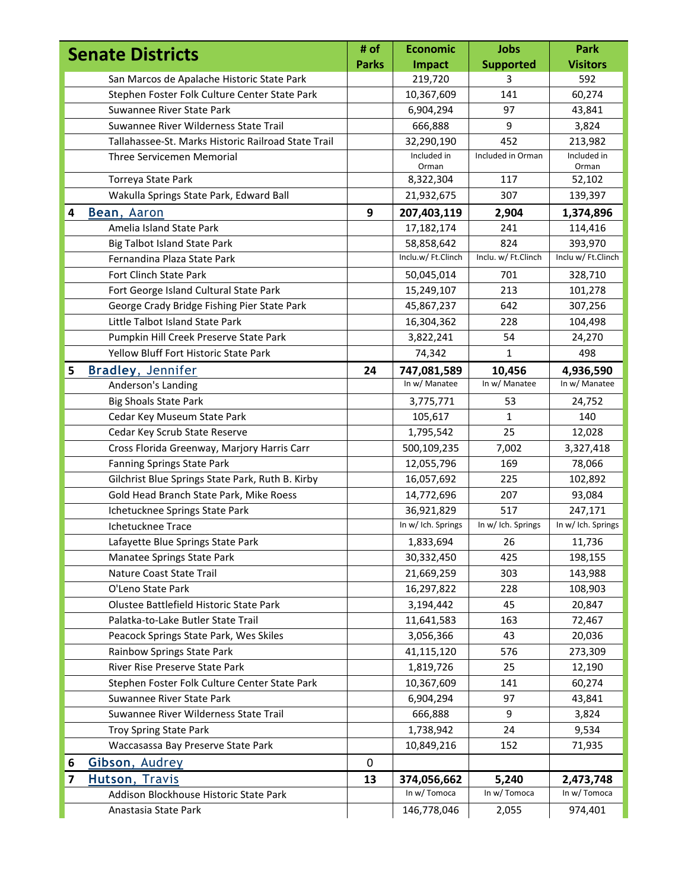| Senate Districts | | # of Parks | Economic Impact | Jobs Supported | Park Visitors |
|---|---|---|---|---|---|
| | San Marcos de Apalache Historic State Park | | 219,720 | 3 | 592 |
| | Stephen Foster Folk Culture Center State Park | | 10,367,609 | 141 | 60,274 |
| | Suwannee River State Park | | 6,904,294 | 97 | 43,841 |
| | Suwannee River Wilderness State Trail | | 666,888 | 9 | 3,824 |
| | Tallahassee-St. Marks Historic Railroad State Trail | | 32,290,190 | 452 | 213,982 |
| | Three Servicemen Memorial | | Included in Orman | Included in Orman | Included in Orman |
| | Torreya State Park | | 8,322,304 | 117 | 52,102 |
| | Wakulla Springs State Park, Edward Ball | | 21,932,675 | 307 | 139,397 |
| **4** | **Bean, Aaron** | **9** | **207,403,119** | **2,904** | **1,374,896** |
| | Amelia Island State Park | | 17,182,174 | 241 | 114,416 |
| | Big Talbot Island State Park | | 58,858,642 | 824 | 393,970 |
| | Fernandina Plaza State Park | | Inclu.w/ Ft.Clinch | Inclu. w/ Ft.Clinch | Inclu w/ Ft.Clinch |
| | Fort Clinch State Park | | 50,045,014 | 701 | 328,710 |
| | Fort George Island Cultural State Park | | 15,249,107 | 213 | 101,278 |
| | George Crady Bridge Fishing Pier State Park | | 45,867,237 | 642 | 307,256 |
| | Little Talbot Island State Park | | 16,304,362 | 228 | 104,498 |
| | Pumpkin Hill Creek Preserve State Park | | 3,822,241 | 54 | 24,270 |
| | Yellow Bluff Fort Historic State Park | | 74,342 | 1 | 498 |
| **5** | **Bradley, Jennifer** | **24** | **747,081,589** | **10,456** | **4,936,590** |
| | Anderson's Landing | | In w/ Manatee | In w/ Manatee | In w/ Manatee |
| | Big Shoals State Park | | 3,775,771 | 53 | 24,752 |
| | Cedar Key Museum State Park | | 105,617 | 1 | 140 |
| | Cedar Key Scrub State Reserve | | 1,795,542 | 25 | 12,028 |
| | Cross Florida Greenway, Marjory Harris Carr | | 500,109,235 | 7,002 | 3,327,418 |
| | Fanning Springs State Park | | 12,055,796 | 169 | 78,066 |
| | Gilchrist Blue Springs State Park, Ruth B. Kirby | | 16,057,692 | 225 | 102,892 |
| | Gold Head Branch State Park, Mike Roess | | 14,772,696 | 207 | 93,084 |
| | Ichetucknee Springs State Park | | 36,921,829 | 517 | 247,171 |
| | Ichetucknee Trace | | In w/ Ich. Springs | In w/ Ich. Springs | In w/ Ich. Springs |
| | Lafayette Blue Springs State Park | | 1,833,694 | 26 | 11,736 |
| | Manatee Springs State Park | | 30,332,450 | 425 | 198,155 |
| | Nature Coast State Trail | | 21,669,259 | 303 | 143,988 |
| | O'Leno State Park | | 16,297,822 | 228 | 108,903 |
| | Olustee Battlefield Historic State Park | | 3,194,442 | 45 | 20,847 |
| | Palatka-to-Lake Butler State Trail | | 11,641,583 | 163 | 72,467 |
| | Peacock Springs State Park, Wes Skiles | | 3,056,366 | 43 | 20,036 |
| | Rainbow Springs State Park | | 41,115,120 | 576 | 273,309 |
| | River Rise Preserve State Park | | 1,819,726 | 25 | 12,190 |
| | Stephen Foster Folk Culture Center State Park | | 10,367,609 | 141 | 60,274 |
| | Suwannee River State Park | | 6,904,294 | 97 | 43,841 |
| | Suwannee River Wilderness State Trail | | 666,888 | 9 | 3,824 |
| | Troy Spring State Park | | 1,738,942 | 24 | 9,534 |
| | Waccasassa Bay Preserve State Park | | 10,849,216 | 152 | 71,935 |
| **6** | **Gibson, Audrey** | 0 | | | |
| **7** | **Hutson, Travis** | **13** | **374,056,662** | **5,240** | **2,473,748** |
| | Addison Blockhouse Historic State Park | | In w/ Tomoca | In w/ Tomoca | In w/ Tomoca |
| | Anastasia State Park | | 146,778,046 | 2,055 | 974,401 |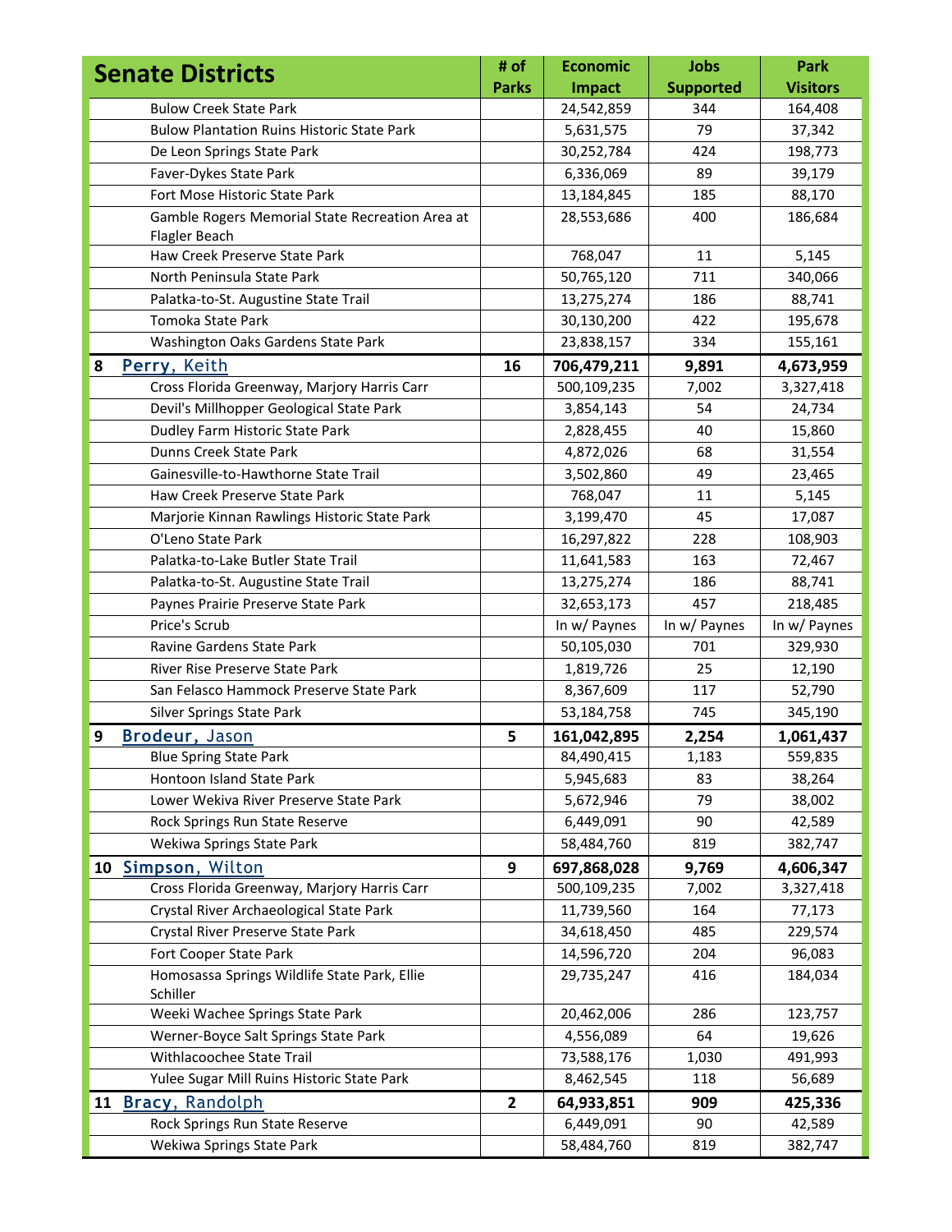| Senate Districts | # of Parks | Economic Impact | Jobs Supported | Park Visitors |
|---|---|---|---|---|
| Bulow Creek State Park | | 24,542,859 | 344 | 164,408 |
| Bulow Plantation Ruins Historic State Park | | 5,631,575 | 79 | 37,342 |
| De Leon Springs State Park | | 30,252,784 | 424 | 198,773 |
| Faver-Dykes State Park | | 6,336,069 | 89 | 39,179 |
| Fort Mose Historic State Park | | 13,184,845 | 185 | 88,170 |
| Gamble Rogers Memorial State Recreation Area at Flagler Beach | | 28,553,686 | 400 | 186,684 |
| Haw Creek Preserve State Park | | 768,047 | 11 | 5,145 |
| North Peninsula State Park | | 50,765,120 | 711 | 340,066 |
| Palatka-to-St. Augustine State Trail | | 13,275,274 | 186 | 88,741 |
| Tomoka State Park | | 30,130,200 | 422 | 195,678 |
| Washington Oaks Gardens State Park | | 23,838,157 | 334 | 155,161 |
| **8 Perry, Keith** | **16** | **706,479,211** | **9,891** | **4,673,959** |
| Cross Florida Greenway, Marjory Harris Carr | | 500,109,235 | 7,002 | 3,327,418 |
| Devil's Millhopper Geological State Park | | 3,854,143 | 54 | 24,734 |
| Dudley Farm Historic State Park | | 2,828,455 | 40 | 15,860 |
| Dunns Creek State Park | | 4,872,026 | 68 | 31,554 |
| Gainesville-to-Hawthorne State Trail | | 3,502,860 | 49 | 23,465 |
| Haw Creek Preserve State Park | | 768,047 | 11 | 5,145 |
| Marjorie Kinnan Rawlings Historic State Park | | 3,199,470 | 45 | 17,087 |
| O'Leno State Park | | 16,297,822 | 228 | 108,903 |
| Palatka-to-Lake Butler State Trail | | 11,641,583 | 163 | 72,467 |
| Palatka-to-St. Augustine State Trail | | 13,275,274 | 186 | 88,741 |
| Paynes Prairie Preserve State Park | | 32,653,173 | 457 | 218,485 |
| Price's Scrub | | In w/ Paynes | In w/ Paynes | In w/ Paynes |
| Ravine Gardens State Park | | 50,105,030 | 701 | 329,930 |
| River Rise Preserve State Park | | 1,819,726 | 25 | 12,190 |
| San Felasco Hammock Preserve State Park | | 8,367,609 | 117 | 52,790 |
| Silver Springs State Park | | 53,184,758 | 745 | 345,190 |
| **9 Brodeur, Jason** | **5** | **161,042,895** | **2,254** | **1,061,437** |
| Blue Spring State Park | | 84,490,415 | 1,183 | 559,835 |
| Hontoon Island State Park | | 5,945,683 | 83 | 38,264 |
| Lower Wekiva River Preserve State Park | | 5,672,946 | 79 | 38,002 |
| Rock Springs Run State Reserve | | 6,449,091 | 90 | 42,589 |
| Wekiwa Springs State Park | | 58,484,760 | 819 | 382,747 |
| **10 Simpson, Wilton** | **9** | **697,868,028** | **9,769** | **4,606,347** |
| Cross Florida Greenway, Marjory Harris Carr | | 500,109,235 | 7,002 | 3,327,418 |
| Crystal River Archaeological State Park | | 11,739,560 | 164 | 77,173 |
| Crystal River Preserve State Park | | 34,618,450 | 485 | 229,574 |
| Fort Cooper State Park | | 14,596,720 | 204 | 96,083 |
| Homosassa Springs Wildlife State Park, Ellie Schiller | | 29,735,247 | 416 | 184,034 |
| Weeki Wachee Springs State Park | | 20,462,006 | 286 | 123,757 |
| Werner-Boyce Salt Springs State Park | | 4,556,089 | 64 | 19,626 |
| Withlacoochee State Trail | | 73,588,176 | 1,030 | 491,993 |
| Yulee Sugar Mill Ruins Historic State Park | | 8,462,545 | 118 | 56,689 |
| **11 Bracy, Randolph** | **2** | **64,933,851** | **909** | **425,336** |
| Rock Springs Run State Reserve | | 6,449,091 | 90 | 42,589 |
| Wekiwa Springs State Park | | 58,484,760 | 819 | 382,747 |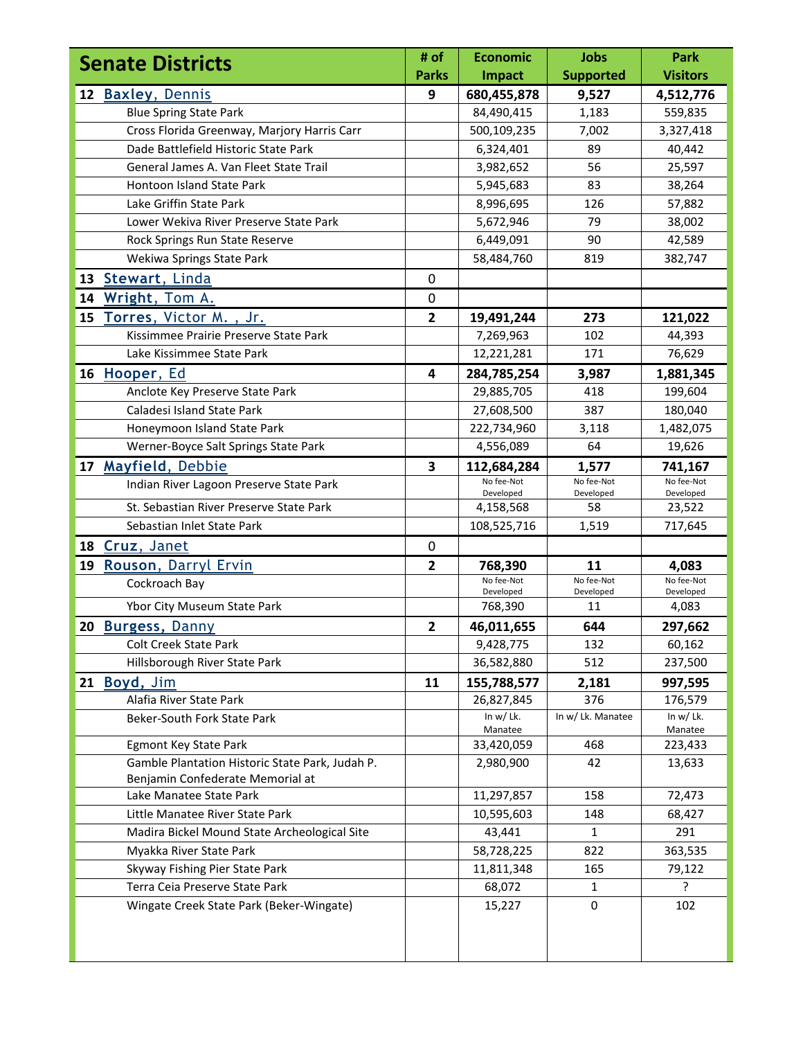| Senate Districts | # of Parks | Economic Impact | Jobs Supported | Park Visitors |
|---|---|---|---|---|
| **12 Baxley, Dennis** | **9** | **680,455,878** | **9,527** | **4,512,776** |
| Blue Spring State Park | | 84,490,415 | 1,183 | 559,835 |
| Cross Florida Greenway, Marjory Harris Carr | | 500,109,235 | 7,002 | 3,327,418 |
| Dade Battlefield Historic State Park | | 6,324,401 | 89 | 40,442 |
| General James A. Van Fleet State Trail | | 3,982,652 | 56 | 25,597 |
| Hontoon Island State Park | | 5,945,683 | 83 | 38,264 |
| Lake Griffin State Park | | 8,996,695 | 126 | 57,882 |
| Lower Wekiva River Preserve State Park | | 5,672,946 | 79 | 38,002 |
| Rock Springs Run State Reserve | | 6,449,091 | 90 | 42,589 |
| Wekiwa Springs State Park | | 58,484,760 | 819 | 382,747 |
| **13 Stewart, Linda** | 0 | | | |
| **14 Wright, Tom A.** | 0 | | | |
| **15 Torres, Victor M. , Jr.** | **2** | **19,491,244** | **273** | **121,022** |
| Kissimmee Prairie Preserve State Park | | 7,269,963 | 102 | 44,393 |
| Lake Kissimmee State Park | | 12,221,281 | 171 | 76,629 |
| **16 Hooper, Ed** | **4** | **284,785,254** | **3,987** | **1,881,345** |
| Anclote Key Preserve State Park | | 29,885,705 | 418 | 199,604 |
| Caladesi Island State Park | | 27,608,500 | 387 | 180,040 |
| Honeymoon Island State Park | | 222,734,960 | 3,118 | 1,482,075 |
| Werner-Boyce Salt Springs State Park | | 4,556,089 | 64 | 19,626 |
| **17 Mayfield, Debbie** | **3** | **112,684,284** | **1,577** | **741,167** |
| Indian River Lagoon Preserve State Park | | No fee-Not Developed | No fee-Not Developed | No fee-Not Developed |
| St. Sebastian River Preserve State Park | | 4,158,568 | 58 | 23,522 |
| Sebastian Inlet State Park | | 108,525,716 | 1,519 | 717,645 |
| **18 Cruz, Janet** | 0 | | | |
| **19 Rouson, Darryl Ervin** | **2** | **768,390** | **11** | **4,083** |
| Cockroach Bay | | No fee-Not Developed | No fee-Not Developed | No fee-Not Developed |
| Ybor City Museum State Park | | 768,390 | 11 | 4,083 |
| **20 Burgess, Danny** | **2** | **46,011,655** | **644** | **297,662** |
| Colt Creek State Park | | 9,428,775 | 132 | 60,162 |
| Hillsborough River State Park | | 36,582,880 | 512 | 237,500 |
| **21 Boyd, Jim** | **11** | **155,788,577** | **2,181** | **997,595** |
| Alafia River State Park | | 26,827,845 | 376 | 176,579 |
| Beker-South Fork State Park | | In w/ Lk. Manatee | In w/ Lk. Manatee | In w/ Lk. Manatee |
| Egmont Key State Park | | 33,420,059 | 468 | 223,433 |
| Gamble Plantation Historic State Park, Judah P. Benjamin Confederate Memorial at | | 2,980,900 | 42 | 13,633 |
| Lake Manatee State Park | | 11,297,857 | 158 | 72,473 |
| Little Manatee River State Park | | 10,595,603 | 148 | 68,427 |
| Madira Bickel Mound State Archeological Site | | 43,441 | 1 | 291 |
| Myakka River State Park | | 58,728,225 | 822 | 363,535 |
| Skyway Fishing Pier State Park | | 11,811,348 | 165 | 79,122 |
| Terra Ceia Preserve State Park | | 68,072 | 1 | ? |
| Wingate Creek State Park (Beker-Wingate) | | 15,227 | 0 | 102 |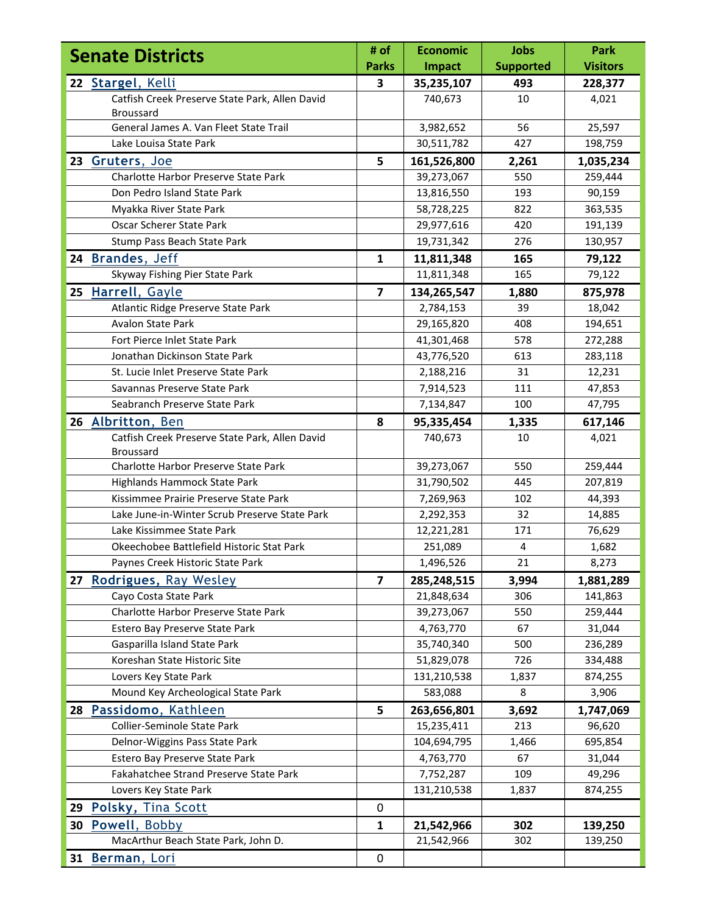| Senate Districts | # of Parks | Economic Impact | Jobs Supported | Park Visitors |
|---|---|---|---|---|
| **22 Stargel, Kelli** | **3** | **35,235,107** | **493** | **228,377** |
| Catfish Creek Preserve State Park, Allen David Broussard | | 740,673 | 10 | 4,021 |
| General James A. Van Fleet State Trail | | 3,982,652 | 56 | 25,597 |
| Lake Louisa State Park | | 30,511,782 | 427 | 198,759 |
| **23 Gruters, Joe** | **5** | **161,526,800** | **2,261** | **1,035,234** |
| Charlotte Harbor Preserve State Park | | 39,273,067 | 550 | 259,444 |
| Don Pedro Island State Park | | 13,816,550 | 193 | 90,159 |
| Myakka River State Park | | 58,728,225 | 822 | 363,535 |
| Oscar Scherer State Park | | 29,977,616 | 420 | 191,139 |
| Stump Pass Beach State Park | | 19,731,342 | 276 | 130,957 |
| **24 Brandes, Jeff** | **1** | **11,811,348** | **165** | **79,122** |
| Skyway Fishing Pier State Park | | 11,811,348 | 165 | 79,122 |
| **25 Harrell, Gayle** | **7** | **134,265,547** | **1,880** | **875,978** |
| Atlantic Ridge Preserve State Park | | 2,784,153 | 39 | 18,042 |
| Avalon State Park | | 29,165,820 | 408 | 194,651 |
| Fort Pierce Inlet State Park | | 41,301,468 | 578 | 272,288 |
| Jonathan Dickinson State Park | | 43,776,520 | 613 | 283,118 |
| St. Lucie Inlet Preserve State Park | | 2,188,216 | 31 | 12,231 |
| Savannas Preserve State Park | | 7,914,523 | 111 | 47,853 |
| Seabranch Preserve State Park | | 7,134,847 | 100 | 47,795 |
| **26 Albritton, Ben** | **8** | **95,335,454** | **1,335** | **617,146** |
| Catfish Creek Preserve State Park, Allen David Broussard | | 740,673 | 10 | 4,021 |
| Charlotte Harbor Preserve State Park | | 39,273,067 | 550 | 259,444 |
| Highlands Hammock State Park | | 31,790,502 | 445 | 207,819 |
| Kissimmee Prairie Preserve State Park | | 7,269,963 | 102 | 44,393 |
| Lake June-in-Winter Scrub Preserve State Park | | 2,292,353 | 32 | 14,885 |
| Lake Kissimmee State Park | | 12,221,281 | 171 | 76,629 |
| Okeechobee Battlefield Historic Stat Park | | 251,089 | 4 | 1,682 |
| Paynes Creek Historic State Park | | 1,496,526 | 21 | 8,273 |
| **27 Rodrigues, Ray Wesley** | **7** | **285,248,515** | **3,994** | **1,881,289** |
| Cayo Costa State Park | | 21,848,634 | 306 | 141,863 |
| Charlotte Harbor Preserve State Park | | 39,273,067 | 550 | 259,444 |
| Estero Bay Preserve State Park | | 4,763,770 | 67 | 31,044 |
| Gasparilla Island State Park | | 35,740,340 | 500 | 236,289 |
| Koreshan State Historic Site | | 51,829,078 | 726 | 334,488 |
| Lovers Key State Park | | 131,210,538 | 1,837 | 874,255 |
| Mound Key Archeological State Park | | 583,088 | 8 | 3,906 |
| **28 Passidomo, Kathleen** | **5** | **263,656,801** | **3,692** | **1,747,069** |
| Collier-Seminole State Park | | 15,235,411 | 213 | 96,620 |
| Delnor-Wiggins Pass State Park | | 104,694,795 | 1,466 | 695,854 |
| Estero Bay Preserve State Park | | 4,763,770 | 67 | 31,044 |
| Fakahatchee Strand Preserve State Park | | 7,752,287 | 109 | 49,296 |
| Lovers Key State Park | | 131,210,538 | 1,837 | 874,255 |
| **29 Polsky, Tina Scott** | 0 | | | |
| **30 Powell, Bobby** | **1** | **21,542,966** | **302** | **139,250** |
| MacArthur Beach State Park, John D. | | 21,542,966 | 302 | 139,250 |
| **31 Berman, Lori** | 0 | | | |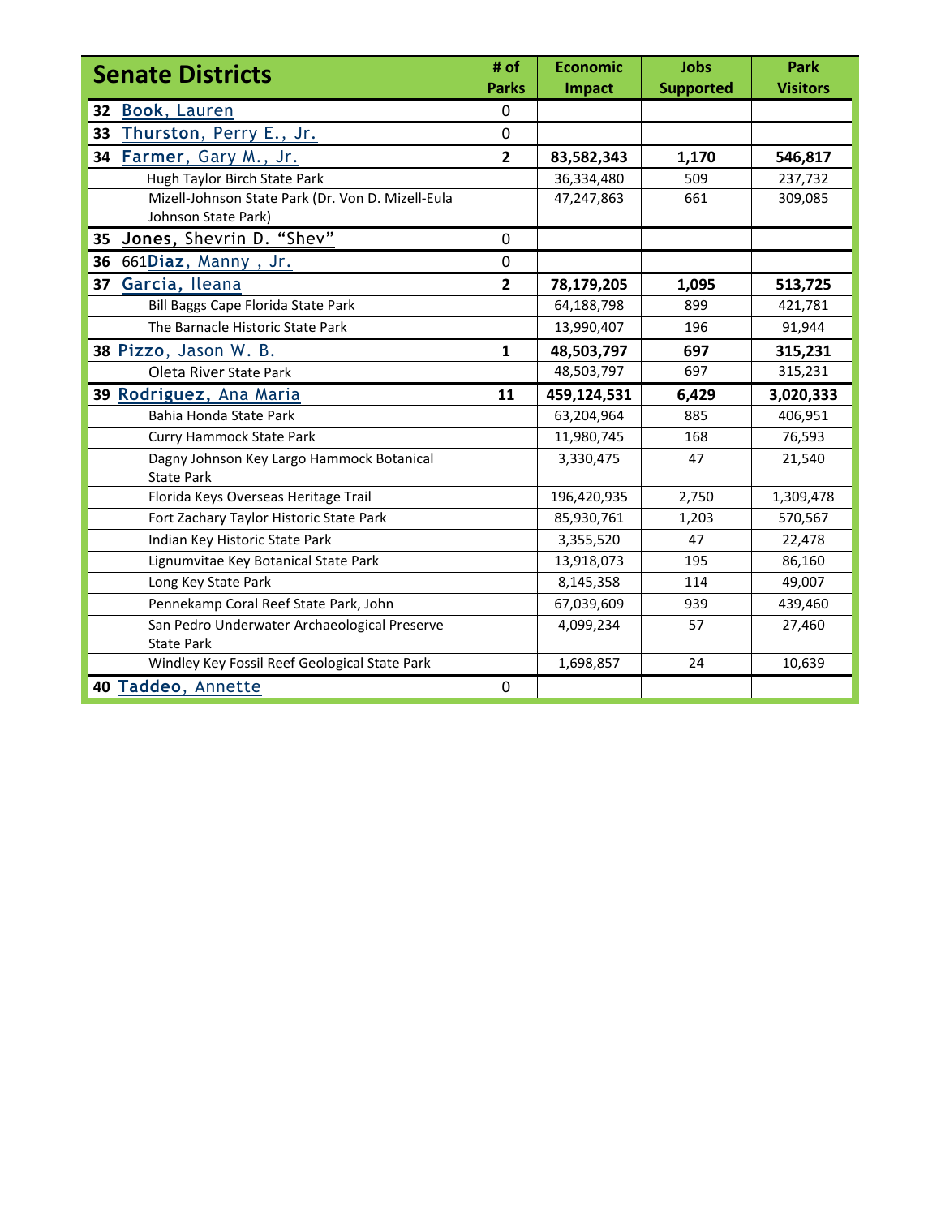| Senate Districts | # of Parks | Economic Impact | Jobs Supported | Park Visitors |
|---|---|---|---|---|
| **32 Book, Lauren** | 0 | | | |
| **33 Thurston, Perry E., Jr.** | 0 | | | |
| **34 Farmer, Gary M., Jr.** | **2** | **83,582,343** | **1,170** | **546,817** |
| Hugh Taylor Birch State Park | | 36,334,480 | 509 | 237,732 |
| Mizell-Johnson State Park (Dr. Von D. Mizell-Eula Johnson State Park) | | 47,247,863 | 661 | 309,085 |
| **35 Jones, Shevrin D. "Shev"** | 0 | | | |
| **36 661Diaz, Manny , Jr.** | 0 | | | |
| **37 Garcia, Ileana** | **2** | **78,179,205** | **1,095** | **513,725** |
| Bill Baggs Cape Florida State Park | | 64,188,798 | 899 | 421,781 |
| The Barnacle Historic State Park | | 13,990,407 | 196 | 91,944 |
| **38 Pizzo, Jason W. B.** | **1** | **48,503,797** | **697** | **315,231** |
| Oleta River State Park | | 48,503,797 | 697 | 315,231 |
| **39 Rodriguez, Ana Maria** | **11** | **459,124,531** | **6,429** | **3,020,333** |
| Bahia Honda State Park | | 63,204,964 | 885 | 406,951 |
| Curry Hammock State Park | | 11,980,745 | 168 | 76,593 |
| Dagny Johnson Key Largo Hammock Botanical State Park | | 3,330,475 | 47 | 21,540 |
| Florida Keys Overseas Heritage Trail | | 196,420,935 | 2,750 | 1,309,478 |
| Fort Zachary Taylor Historic State Park | | 85,930,761 | 1,203 | 570,567 |
| Indian Key Historic State Park | | 3,355,520 | 47 | 22,478 |
| Lignumvitae Key Botanical State Park | | 13,918,073 | 195 | 86,160 |
| Long Key State Park | | 8,145,358 | 114 | 49,007 |
| Pennekamp Coral Reef State Park, John | | 67,039,609 | 939 | 439,460 |
| San Pedro Underwater Archaeological Preserve State Park | | 4,099,234 | 57 | 27,460 |
| Windley Key Fossil Reef Geological State Park | | 1,698,857 | 24 | 10,639 |
| **40 Taddeo, Annette** | 0 | | | |